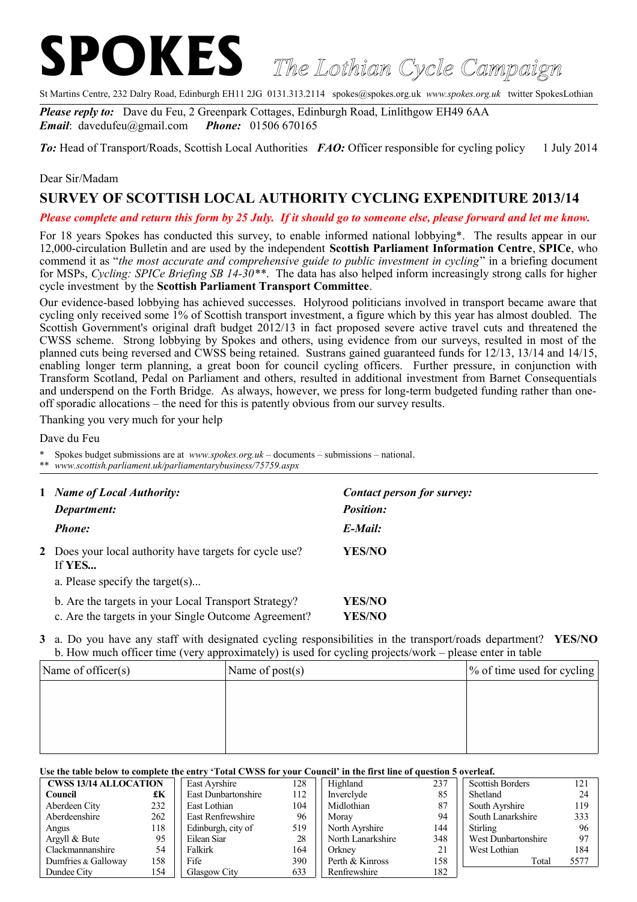# SPOKES *The Lothian Cycle Campaign*

St Martins Centre, 232 Dalry Road, Edinburgh EH11 2JG 0131.313.2114 spokes@spokes.org.uk *www.spokes.org.uk* twitter SpokesLothian

***Please reply to:*** Dave du Feu, 2 Greenpark Cottages, Edinburgh Road, Linlithgow EH49 6AA
***Email***: davedufeu@gmail.com ***Phone:*** 01506 670165

***To:*** Head of Transport/Roads, Scottish Local Authorities ***FAO:*** Officer responsible for cycling policy 1 July 2014

Dear Sir/Madam

## SURVEY OF SCOTTISH LOCAL AUTHORITY CYCLING EXPENDITURE 2013/14

***Please complete and return this form by 25 July. If it should go to someone else, please forward and let me know.***

For 18 years Spokes has conducted this survey, to enable informed national lobbying*. The results appear in our 12,000-circulation Bulletin and are used by the independent **Scottish Parliament Information Centre**, **SPICe**, who commend it as "*the most accurate and comprehensive guide to public investment in cycling*" in a briefing document for MSPs, *Cycling: SPICe Briefing SB 14-30***. The data has also helped inform increasingly strong calls for higher cycle investment by the **Scottish Parliament Transport Committee**.

Our evidence-based lobbying has achieved successes. Holyrood politicians involved in transport became aware that cycling only received some 1% of Scottish transport investment, a figure which by this year has almost doubled. The Scottish Government's original draft budget 2012/13 in fact proposed severe active travel cuts and threatened the CWSS scheme. Strong lobbying by Spokes and others, using evidence from our surveys, resulted in most of the planned cuts being reversed and CWSS being retained. Sustrans gained guaranteed funds for 12/13, 13/14 and 14/15, enabling longer term planning, a great boon for council cycling officers. Further pressure, in conjunction with Transform Scotland, Pedal on Parliament and others, resulted in additional investment from Barnet Consequentials and underspend on the Forth Bridge. As always, however, we press for long-term budgeted funding rather than one-off sporadic allocations – the need for this is patently obvious from our survey results.

Thanking you very much for your help

Dave du Feu

\* Spokes budget submissions are at *www.spokes.org.uk* – documents – submissions – national.
\*\* *www.scottish.parliament.uk/parliamentarybusiness/75759.aspx*

---

**1** ***Name of Local Authority:*** ***Contact person for survey:***
***Department:*** ***Position:***
***Phone:*** ***E-Mail:***

**2** Does your local authority have targets for cycle use? **YES/NO**
If **YES...**
a. Please specify the target(s)...
b. Are the targets in your Local Transport Strategy? **YES/NO**
c. Are the targets in your Single Outcome Agreement? **YES/NO**

**3** a. Do you have any staff with designated cycling responsibilities in the transport/roads department? **YES/NO**
b. How much officer time (very approximately) is used for cycling projects/work – please enter in table

| Name of officer(s) | Name of post(s) | % of time used for cycling |
|---|---|---|
| | | |

**Use the table below to complete the entry 'Total CWSS for your Council' in the first line of question 5 overleaf.**

| CWSS 13/14 ALLOCATION | |
|---|---|
| **Council** | **£K** |
| Aberdeen City | 232 |
| Aberdeenshire | 262 |
| Angus | 118 |
| Argyll & Bute | 95 |
| Clackmannanshire | 54 |
| Dumfries & Galloway | 158 |
| Dundee City | 154 |
| East Ayrshire | 128 |
| East Dunbartonshire | 112 |
| East Lothian | 104 |
| East Renfrewshire | 96 |
| Edinburgh, city of | 519 |
| Eilean Siar | 28 |
| Falkirk | 164 |
| Fife | 390 |
| Glasgow City | 633 |
| Highland | 237 |
| Inverclyde | 85 |
| Midlothian | 87 |
| Moray | 94 |
| North Ayrshire | 144 |
| North Lanarkshire | 348 |
| Orkney | 21 |
| Perth & Kinross | 158 |
| Renfrewshire | 182 |
| Scottish Borders | 121 |
| Shetland | 24 |
| South Ayrshire | 119 |
| South Lanarkshire | 333 |
| Stirling | 96 |
| West Dunbartonshire | 97 |
| West Lothian | 184 |
| Total | 5577 |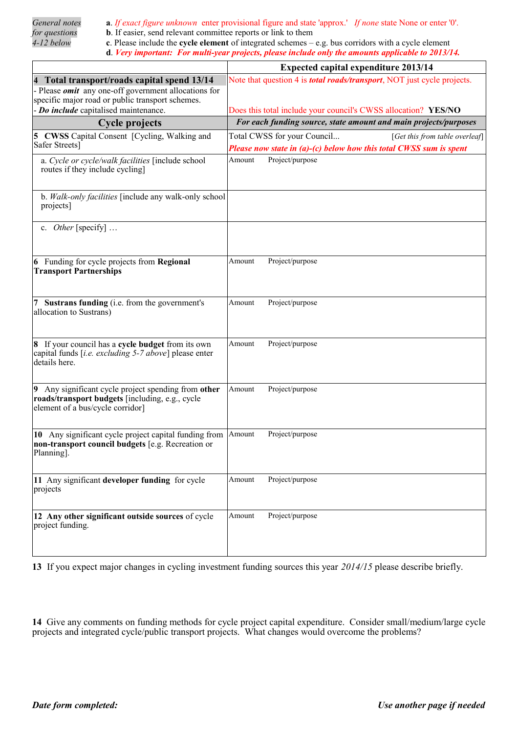*General notes for questions 4-12 below*

**a**. *If exact figure unknown* enter provisional figure and state 'approx.' *If none* state None or enter '0'.
**b**. If easier, send relevant committee reports or link to them
**c**. Please include the **cycle element** of integrated schemes – e.g. bus corridors with a cycle element
**d**. *Very important: For multi-year projects, please include only the amounts applicable to 2013/14.*

| | **Expected capital expenditure 2013/14** |
|---|---|
| **4 Total transport/roads capital spend 13/14**<br>- Please ***omit*** any one-off government allocations for specific major road or public transport schemes.<br>- ***Do include*** capitalised maintenance. | Note that question 4 is ***total roads/transport***, NOT just cycle projects.<br><br>Does this total include your council's CWSS allocation? **YES/NO** |
| **Cycle projects** | ***For each funding source, state amount and main projects/purposes*** |
| **5 CWSS** Capital Consent [Cycling, Walking and Safer Streets] | Total CWSS for your Council... *[Get this from table overleaf]*<br>***Please now state in (a)-(c) below how this total CWSS sum is spent*** |
| a. *Cycle or cycle/walk facilities* [include school routes if they include cycling] | Amount Project/purpose |
| b. *Walk-only facilities* [include any walk-only school projects] | |
| c. *Other* [specify] … | |
| **6** Funding for cycle projects from **Regional Transport Partnerships** | Amount Project/purpose |
| **7 Sustrans funding** (i.e. from the government's allocation to Sustrans) | Amount Project/purpose |
| **8** If your council has a **cycle budget** from its own capital funds [*i.e. excluding 5-7 above*] please enter details here. | Amount Project/purpose |
| **9** Any significant cycle project spending from **other roads/transport budgets** [including, e.g., cycle element of a bus/cycle corridor] | Amount Project/purpose |
| **10** Any significant cycle project capital funding from **non-transport council budgets** [e.g. Recreation or Planning]. | Amount Project/purpose |
| **11** Any significant **developer funding** for cycle projects | Amount Project/purpose |
| **12 Any other significant outside sources** of cycle project funding. | Amount Project/purpose |

**13** If you expect major changes in cycling investment funding sources this year *2014/15* please describe briefly.

**14** Give any comments on funding methods for cycle project capital expenditure. Consider small/medium/large cycle projects and integrated cycle/public transport projects. What changes would overcome the problems?

***Date form completed:***

***Use another page if needed***